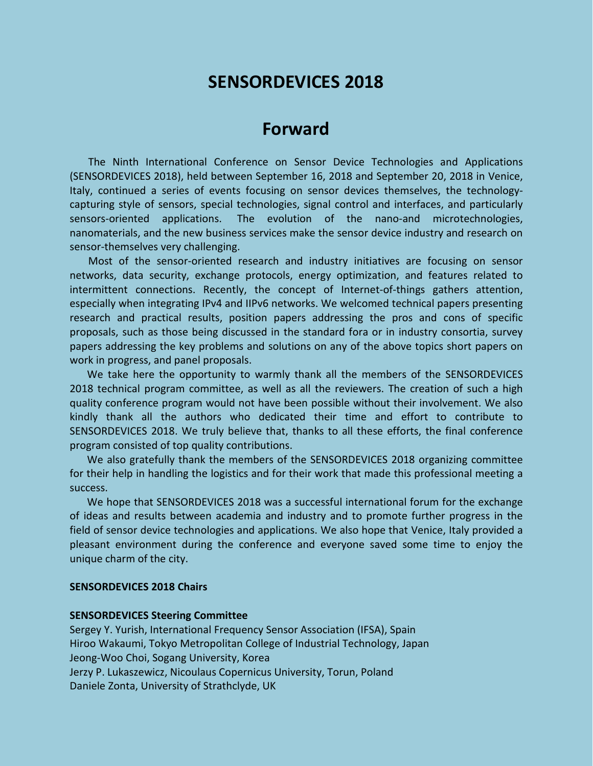# SENSORDEVICES 2018

## Forward

The Ninth International Conference on Sensor Device Technologies and Applications (SENSORDEVICES 2018), held between September 16, 2018 and September 20, 2018 in Venice, Italy, continued a series of events focusing on sensor devices themselves, the technology-capturing style of sensors, special technologies, signal control and interfaces, and particularly sensors-oriented applications. The evolution of the nano-and microtechnologies, nanomaterials, and the new business services make the sensor device industry and research on sensor-themselves very challenging.

Most of the sensor-oriented research and industry initiatives are focusing on sensor networks, data security, exchange protocols, energy optimization, and features related to intermittent connections. Recently, the concept of Internet-of-things gathers attention, especially when integrating IPv4 and IIPv6 networks. We welcomed technical papers presenting research and practical results, position papers addressing the pros and cons of specific proposals, such as those being discussed in the standard fora or in industry consortia, survey papers addressing the key problems and solutions on any of the above topics short papers on work in progress, and panel proposals.

We take here the opportunity to warmly thank all the members of the SENSORDEVICES 2018 technical program committee, as well as all the reviewers. The creation of such a high quality conference program would not have been possible without their involvement. We also kindly thank all the authors who dedicated their time and effort to contribute to SENSORDEVICES 2018. We truly believe that, thanks to all these efforts, the final conference program consisted of top quality contributions.

We also gratefully thank the members of the SENSORDEVICES 2018 organizing committee for their help in handling the logistics and for their work that made this professional meeting a success.

We hope that SENSORDEVICES 2018 was a successful international forum for the exchange of ideas and results between academia and industry and to promote further progress in the field of sensor device technologies and applications. We also hope that Venice, Italy provided a pleasant environment during the conference and everyone saved some time to enjoy the unique charm of the city.

**SENSORDEVICES 2018 Chairs**

**SENSORDEVICES Steering Committee**

Sergey Y. Yurish, International Frequency Sensor Association (IFSA), Spain
Hiroo Wakaumi, Tokyo Metropolitan College of Industrial Technology, Japan
Jeong-Woo Choi, Sogang University, Korea
Jerzy P. Lukaszewicz, Nicoulaus Copernicus University, Torun, Poland
Daniele Zonta, University of Strathclyde, UK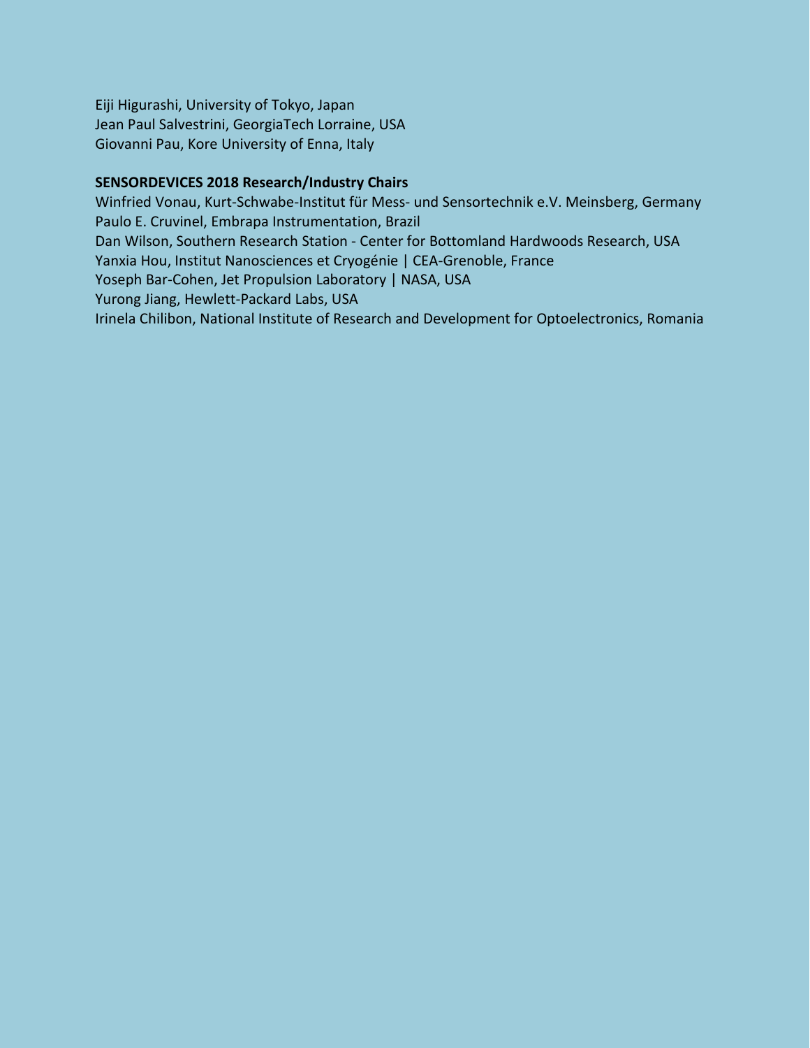Eiji Higurashi, University of Tokyo, Japan
Jean Paul Salvestrini, GeorgiaTech Lorraine, USA
Giovanni Pau, Kore University of Enna, Italy

**SENSORDEVICES 2018 Research/Industry Chairs**

Winfried Vonau, Kurt-Schwabe-Institut für Mess- und Sensortechnik e.V. Meinsberg, Germany
Paulo E. Cruvinel, Embrapa Instrumentation, Brazil
Dan Wilson, Southern Research Station - Center for Bottomland Hardwoods Research, USA
Yanxia Hou, Institut Nanosciences et Cryogénie | CEA-Grenoble, France
Yoseph Bar-Cohen, Jet Propulsion Laboratory | NASA, USA
Yurong Jiang, Hewlett-Packard Labs, USA
Irinela Chilibon, National Institute of Research and Development for Optoelectronics, Romania